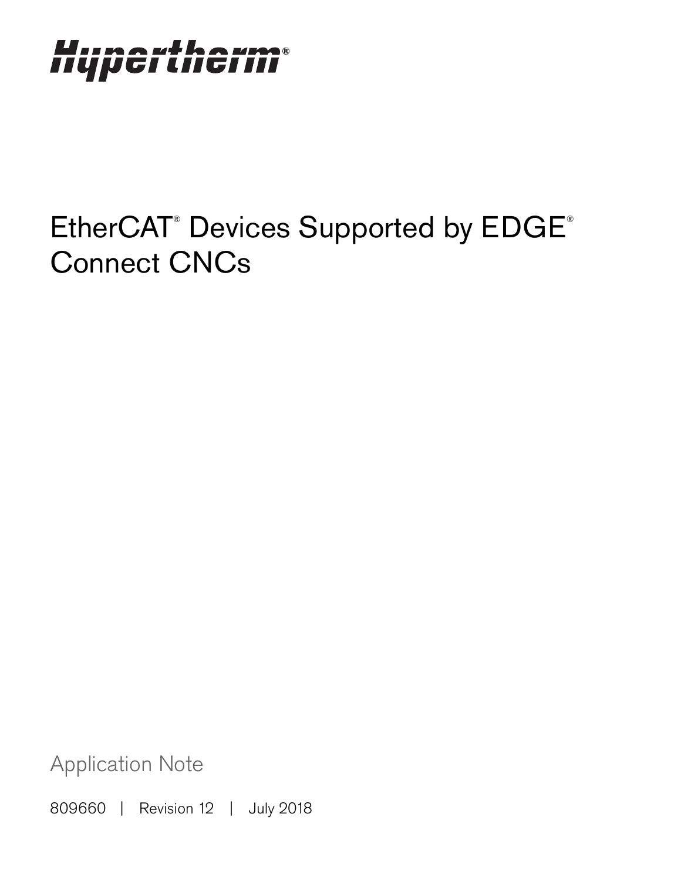Hypertherm®

# EtherCAT® Devices Supported by EDGE® Connect CNCs

Application Note

809660 | Revision 12 | July 2018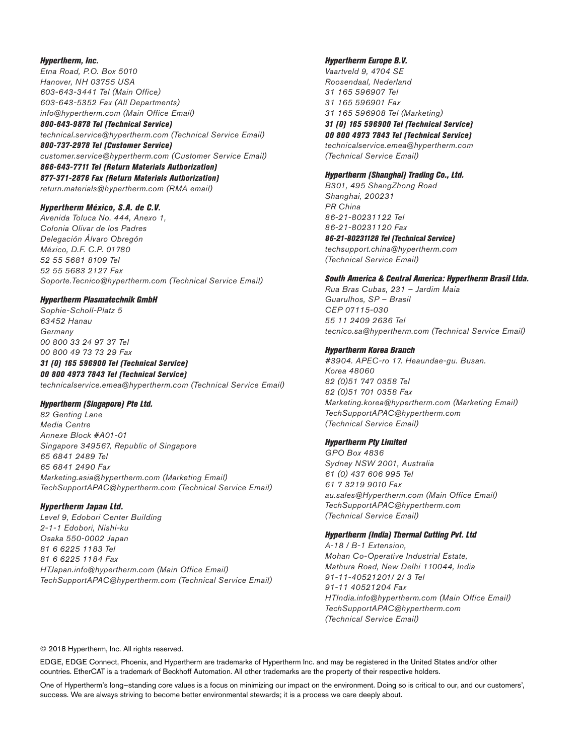***Hypertherm, Inc.***
*Etna Road, P.O. Box 5010*
*Hanover, NH 03755 USA*
*603-643-3441 Tel (Main Office)*
*603-643-5352 Fax (All Departments)*
*info@hypertherm.com (Main Office Email)*
***800-643-9878 Tel (Technical Service)***
*technical.service@hypertherm.com (Technical Service Email)*
***800-737-2978 Tel (Customer Service)***
*customer.service@hypertherm.com (Customer Service Email)*
***866-643-7711 Tel (Return Materials Authorization)***
***877-371-2876 Fax (Return Materials Authorization)***
*return.materials@hypertherm.com (RMA email)*

***Hypertherm México, S.A. de C.V.***
*Avenida Toluca No. 444, Anexo 1,*
*Colonia Olivar de los Padres*
*Delegación Álvaro Obregón*
*México, D.F. C.P. 01780*
*52 55 5681 8109 Tel*
*52 55 5683 2127 Fax*
*Soporte.Tecnico@hypertherm.com (Technical Service Email)*

***Hypertherm Plasmatechnik GmbH***
*Sophie-Scholl-Platz 5*
*63452 Hanau*
*Germany*
*00 800 33 24 97 37 Tel*
*00 800 49 73 73 29 Fax*
***31 (0) 165 596900 Tel (Technical Service)***
***00 800 4973 7843 Tel (Technical Service)***
*technicalservice.emea@hypertherm.com (Technical Service Email)*

***Hypertherm (Singapore) Pte Ltd.***
*82 Genting Lane*
*Media Centre*
*Annexe Block #A01-01*
*Singapore 349567, Republic of Singapore*
*65 6841 2489 Tel*
*65 6841 2490 Fax*
*Marketing.asia@hypertherm.com (Marketing Email)*
*TechSupportAPAC@hypertherm.com (Technical Service Email)*

***Hypertherm Japan Ltd.***
*Level 9, Edobori Center Building*
*2-1-1 Edobori, Nishi-ku*
*Osaka 550-0002 Japan*
*81 6 6225 1183 Tel*
*81 6 6225 1184 Fax*
*HTJapan.info@hypertherm.com (Main Office Email)*
*TechSupportAPAC@hypertherm.com (Technical Service Email)*

***Hypertherm Europe B.V.***
*Vaartveld 9, 4704 SE*
*Roosendaal, Nederland*
*31 165 596907 Tel*
*31 165 596901 Fax*
*31 165 596908 Tel (Marketing)*
***31 (0) 165 596900 Tel (Technical Service)***
***00 800 4973 7843 Tel (Technical Service)***
*technicalservice.emea@hypertherm.com*
*(Technical Service Email)*

***Hypertherm (Shanghai) Trading Co., Ltd.***
*B301, 495 ShangZhong Road*
*Shanghai, 200231*
*PR China*
*86-21-80231122 Tel*
*86-21-80231120 Fax*
***86-21-80231128 Tel (Technical Service)***
*techsupport.china@hypertherm.com*
*(Technical Service Email)*

***South America & Central America: Hypertherm Brasil Ltda.***
*Rua Bras Cubas, 231 – Jardim Maia*
*Guarulhos, SP – Brasil*
*CEP 07115-030*
*55 11 2409 2636 Tel*
*tecnico.sa@hypertherm.com (Technical Service Email)*

***Hypertherm Korea Branch***
*#3904. APEC-ro 17. Heaundae-gu. Busan.*
*Korea 48060*
*82 (0)51 747 0358 Tel*
*82 (0)51 701 0358 Fax*
*Marketing.korea@hypertherm.com (Marketing Email)*
*TechSupportAPAC@hypertherm.com*
*(Technical Service Email)*

***Hypertherm Pty Limited***
*GPO Box 4836*
*Sydney NSW 2001, Australia*
*61 (0) 437 606 995 Tel*
*61 7 3219 9010 Fax*
*au.sales@Hypertherm.com (Main Office Email)*
*TechSupportAPAC@hypertherm.com*
*(Technical Service Email)*

***Hypertherm (India) Thermal Cutting Pvt. Ltd***
*A-18 / B-1 Extension,*
*Mohan Co-Operative Industrial Estate,*
*Mathura Road, New Delhi 110044, India*
*91-11-40521201/ 2/ 3 Tel*
*91-11 40521204 Fax*
*HTIndia.info@hypertherm.com (Main Office Email)*
*TechSupportAPAC@hypertherm.com*
*(Technical Service Email)*

© 2018 Hypertherm, Inc. All rights reserved.

EDGE, EDGE Connect, Phoenix, and Hypertherm are trademarks of Hypertherm Inc. and may be registered in the United States and/or other countries. EtherCAT is a trademark of Beckhoff Automation. All other trademarks are the property of their respective holders.

One of Hypertherm's long–standing core values is a focus on minimizing our impact on the environment. Doing so is critical to our, and our customers', success. We are always striving to become better environmental stewards; it is a process we care deeply about.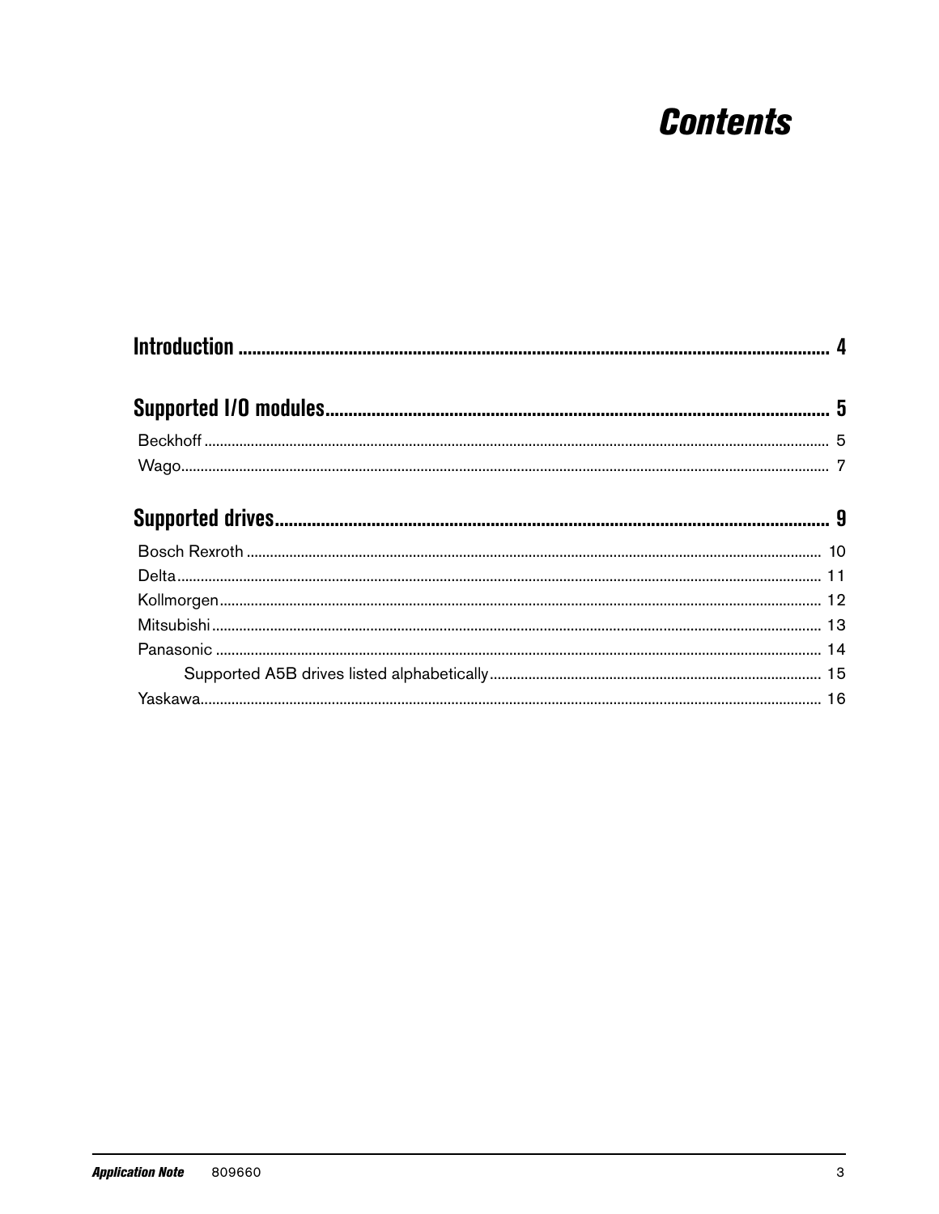# Contents

**Introduction** .......................................................... 4

**Supported I/O modules** .......................................................... 5

Beckhoff .......................................................... 5

Wago .......................................................... 7

**Supported drives** .......................................................... 9

Bosch Rexroth .......................................................... 10

Delta .......................................................... 11

Kollmorgen .......................................................... 12

Mitsubishi .......................................................... 13

Panasonic .......................................................... 14

  Supported A5B drives listed alphabetically .......................................................... 15

Yaskawa .......................................................... 16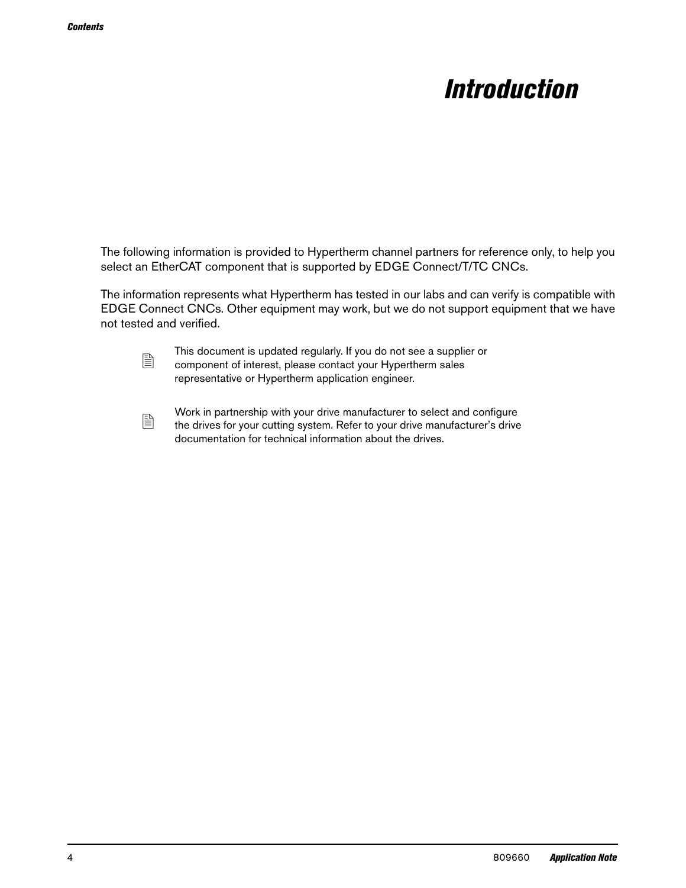# Introduction

The following information is provided to Hypertherm channel partners for reference only, to help you select an EtherCAT component that is supported by EDGE Connect/T/TC CNCs.

The information represents what Hypertherm has tested in our labs and can verify is compatible with EDGE Connect CNCs. Other equipment may work, but we do not support equipment that we have not tested and verified.

> This document is updated regularly. If you do not see a supplier or component of interest, please contact your Hypertherm sales representative or Hypertherm application engineer.

> Work in partnership with your drive manufacturer to select and configure the drives for your cutting system. Refer to your drive manufacturer's drive documentation for technical information about the drives.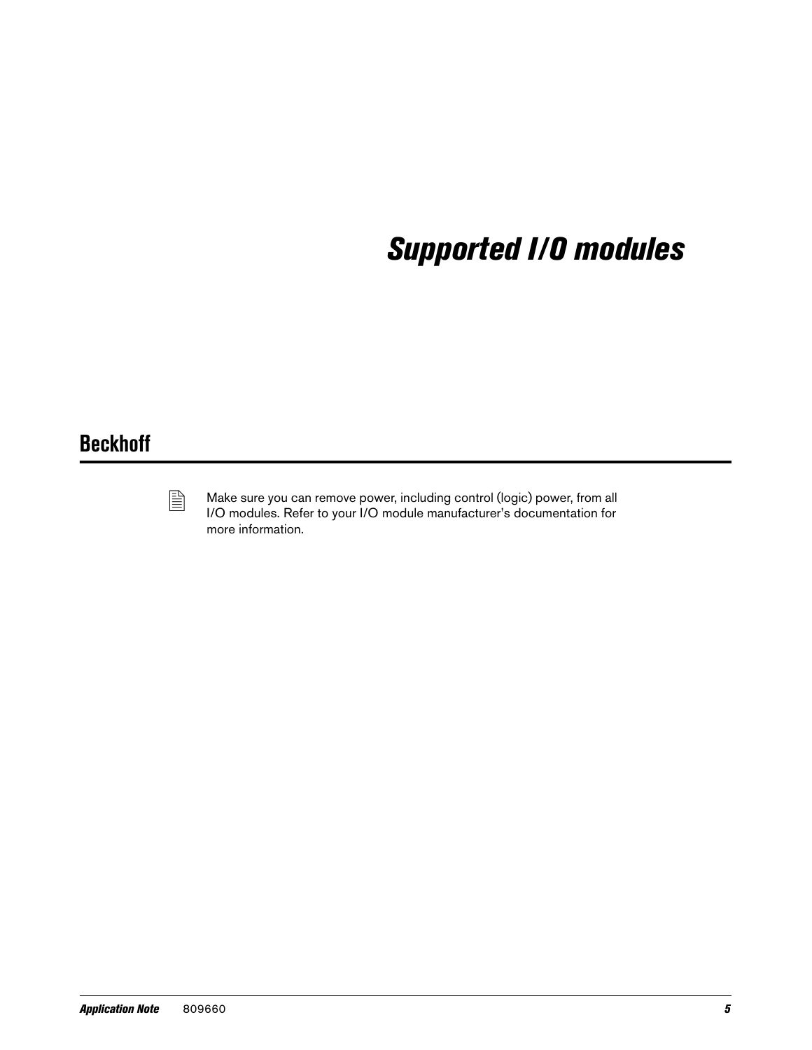# Supported I/O modules

## Beckhoff

Make sure you can remove power, including control (logic) power, from all I/O modules. Refer to your I/O module manufacturer's documentation for more information.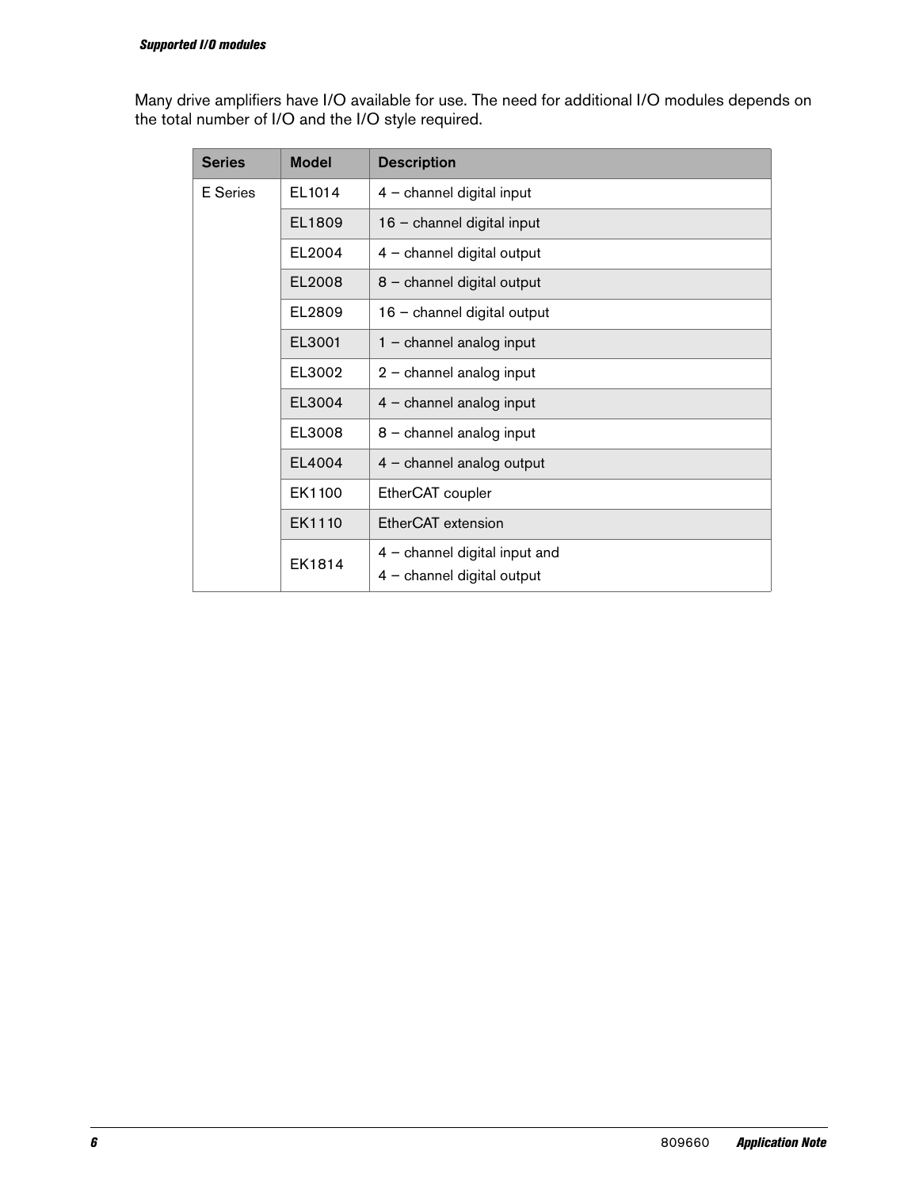Many drive amplifiers have I/O available for use. The need for additional I/O modules depends on the total number of I/O and the I/O style required.

| Series | Model | Description |
|---|---|---|
| E Series | EL1014 | 4 – channel digital input |
| | EL1809 | 16 – channel digital input |
| | EL2004 | 4 – channel digital output |
| | EL2008 | 8 – channel digital output |
| | EL2809 | 16 – channel digital output |
| | EL3001 | 1 – channel analog input |
| | EL3002 | 2 – channel analog input |
| | EL3004 | 4 – channel analog input |
| | EL3008 | 8 – channel analog input |
| | EL4004 | 4 – channel analog output |
| | EK1100 | EtherCAT coupler |
| | EK1110 | EtherCAT extension |
| | EK1814 | 4 – channel digital input and<br>4 – channel digital output |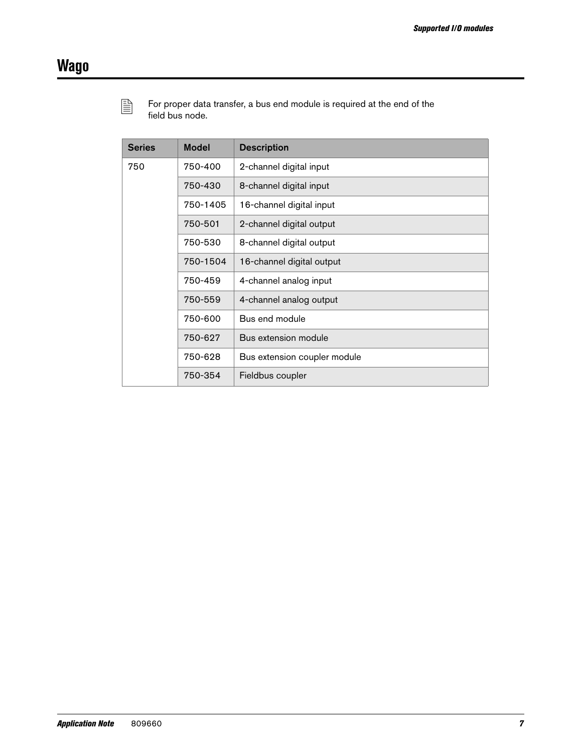# Wago

For proper data transfer, a bus end module is required at the end of the field bus node.

| Series | Model | Description |
|---|---|---|
| 750 | 750-400 | 2-channel digital input |
| | 750-430 | 8-channel digital input |
| | 750-1405 | 16-channel digital input |
| | 750-501 | 2-channel digital output |
| | 750-530 | 8-channel digital output |
| | 750-1504 | 16-channel digital output |
| | 750-459 | 4-channel analog input |
| | 750-559 | 4-channel analog output |
| | 750-600 | Bus end module |
| | 750-627 | Bus extension module |
| | 750-628 | Bus extension coupler module |
| | 750-354 | Fieldbus coupler |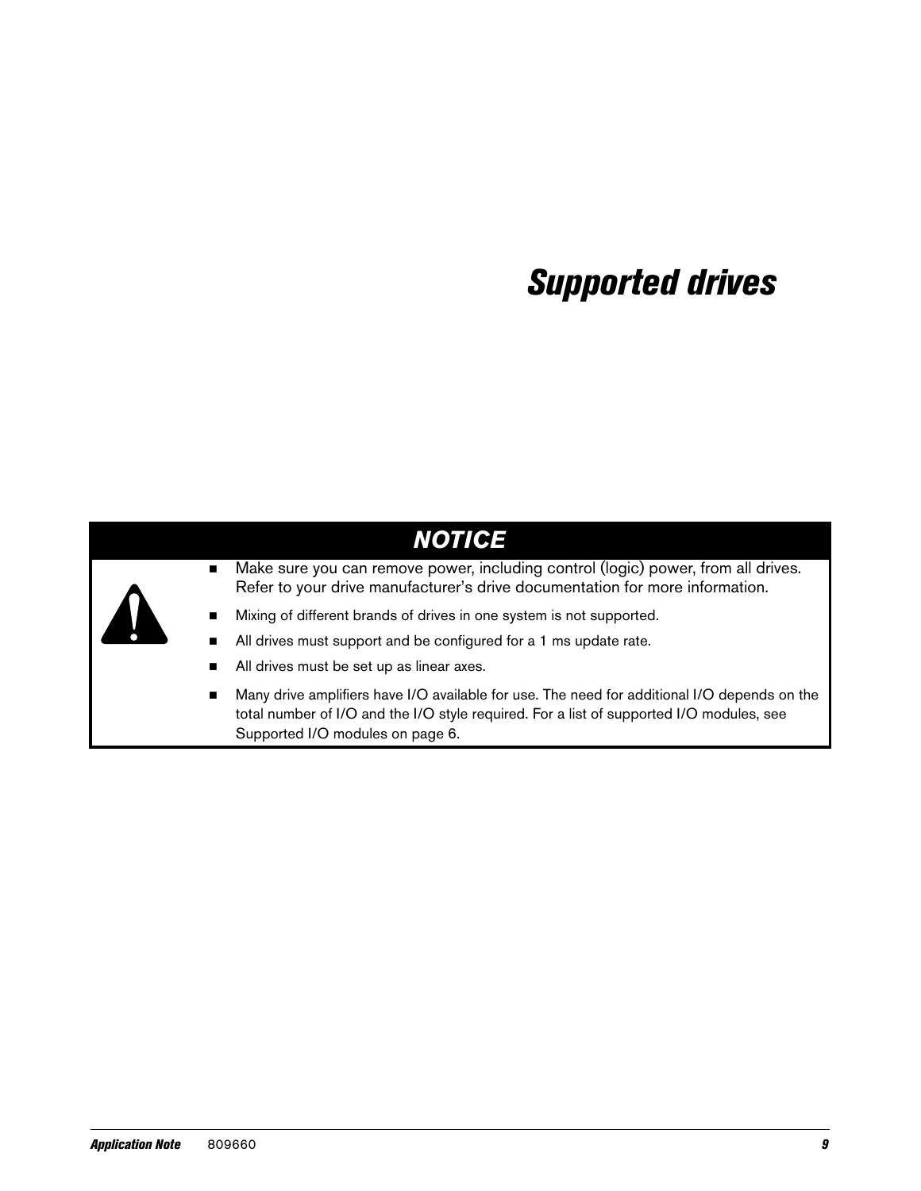# *Supported drives*

**NOTICE**

- Make sure you can remove power, including control (logic) power, from all drives. Refer to your drive manufacturer's drive documentation for more information.
- Mixing of different brands of drives in one system is not supported.
- All drives must support and be configured for a 1 ms update rate.
- All drives must be set up as linear axes.
- Many drive amplifiers have I/O available for use. The need for additional I/O depends on the total number of I/O and the I/O style required. For a list of supported I/O modules, see Supported I/O modules on page 6.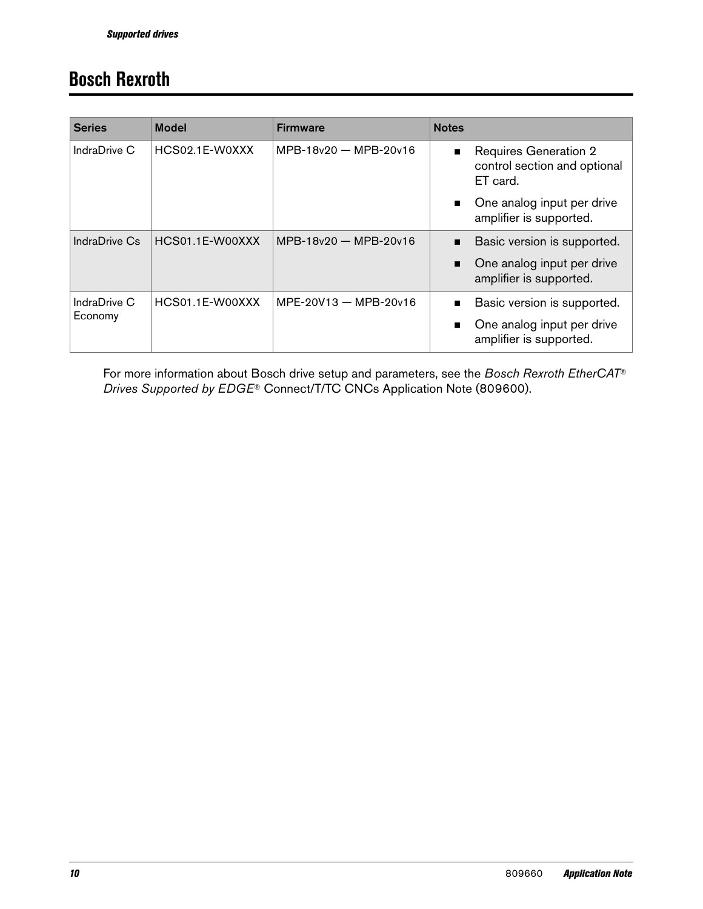# Bosch Rexroth

| Series | Model | Firmware | Notes |
|---|---|---|---|
| IndraDrive C | HCS02.1E-W0XXX | MPB-18v20 — MPB-20v16 | ■ Requires Generation 2 control section and optional ET card.<br>■ One analog input per drive amplifier is supported. |
| IndraDrive Cs | HCS01.1E-W00XXX | MPB-18v20 — MPB-20v16 | ■ Basic version is supported.<br>■ One analog input per drive amplifier is supported. |
| IndraDrive C Economy | HCS01.1E-W00XXX | MPE-20V13 — MPB-20v16 | ■ Basic version is supported.<br>■ One analog input per drive amplifier is supported. |

For more information about Bosch drive setup and parameters, see the *Bosch Rexroth EtherCAT® Drives Supported by EDGE®* Connect/T/TC CNCs Application Note (809600).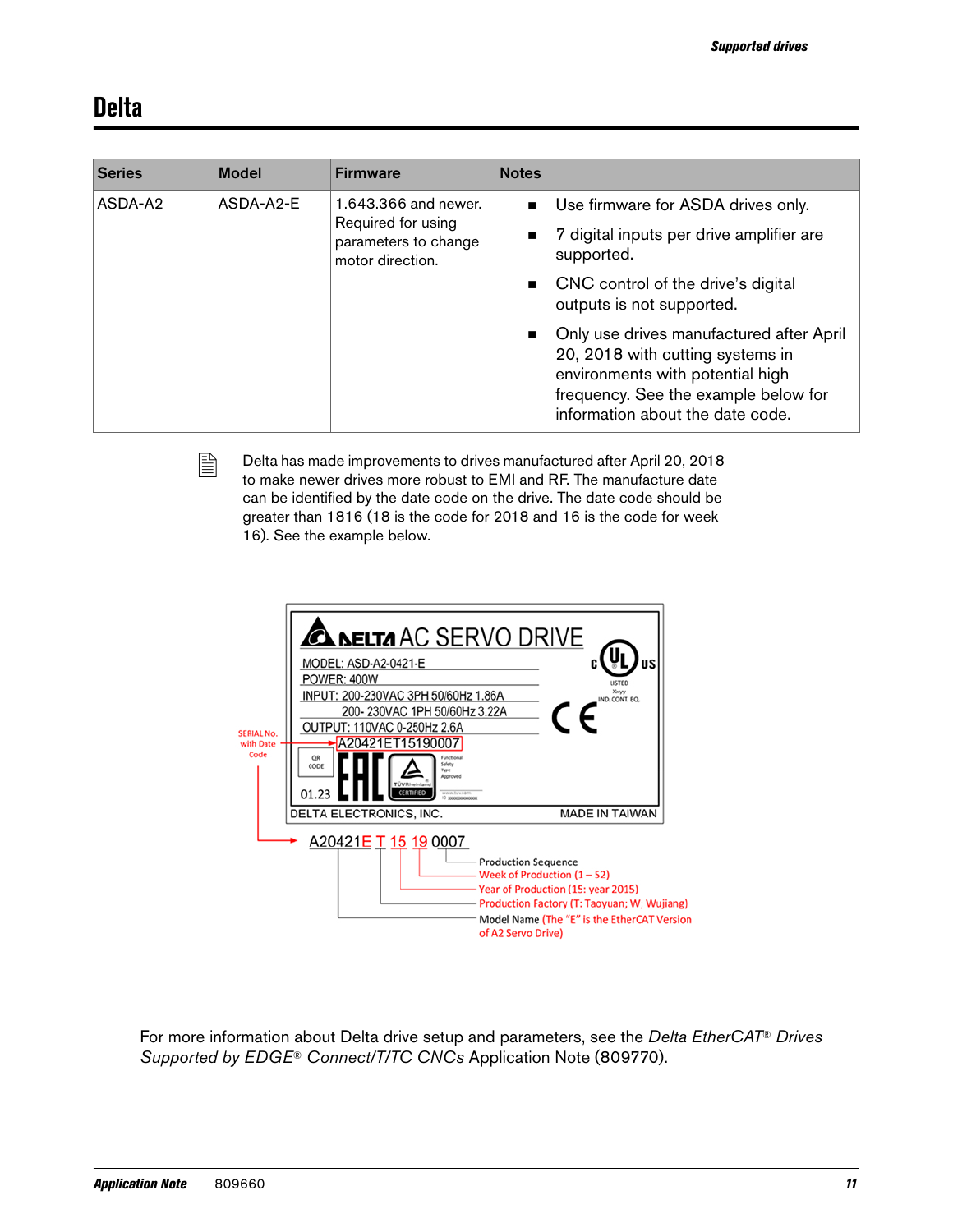## Delta

| Series | Model | Firmware | Notes |
|---|---|---|---|
| ASDA-A2 | ASDA-A2-E | 1.643.366 and newer. Required for using parameters to change motor direction. | ■ Use firmware for ASDA drives only.<br>■ 7 digital inputs per drive amplifier are supported.<br>■ CNC control of the drive's digital outputs is not supported.<br>■ Only use drives manufactured after April 20, 2018 with cutting systems in environments with potential high frequency. See the example below for information about the date code. |

Delta has made improvements to drives manufactured after April 20, 2018 to make newer drives more robust to EMI and RF. The manufacture date can be identified by the date code on the drive. The date code should be greater than 1816 (18 is the code for 2018 and 16 is the code for week 16). See the example below.

DELTA AC SERVO DRIVE
MODEL: ASD-A2-0421-E
POWER: 400W
INPUT: 200-230VAC 3PH 50/60Hz 1.86A
200- 230VAC 1PH 50/60Hz 3.22A
OUTPUT: 110VAC 0-250Hz 2.6A
A20421ET15190007
01.23
DELTA ELECTRONICS, INC. MADE IN TAIWAN

SERIAL No. with Date Code

A20421E T 15 19 0007

- Production Sequence
- Week of Production (1 – 52)
- Year of Production (15: year 2015)
- Production Factory (T: Taoyuan; W; Wujiang)
- Model Name (The "E" is the EtherCAT Version of A2 Servo Drive)

For more information about Delta drive setup and parameters, see the *Delta EtherCAT® Drives Supported by EDGE® Connect/T/TC CNCs* Application Note (809770).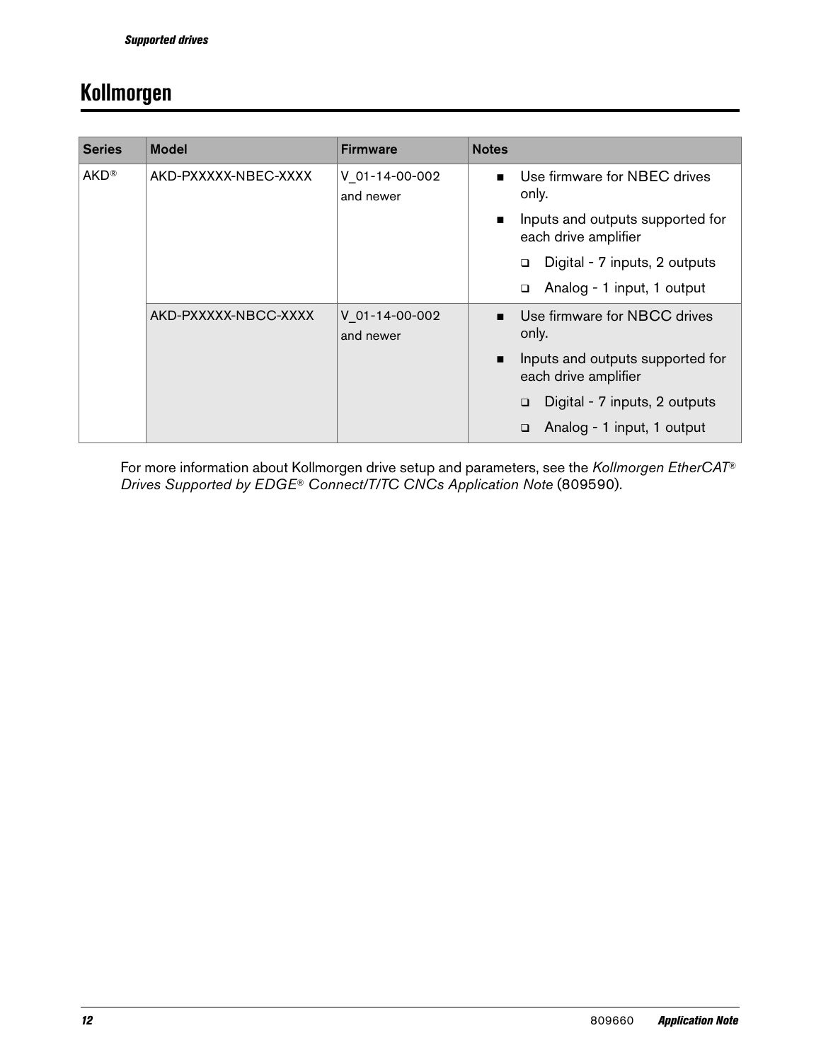## Kollmorgen

| Series | Model | Firmware | Notes |
|---|---|---|---|
| AKD® | AKD-PXXXXX-NBEC-XXXX | V_01-14-00-002 and newer | ■ Use firmware for NBEC drives only.<br>■ Inputs and outputs supported for each drive amplifier<br>❑ Digital - 7 inputs, 2 outputs<br>❑ Analog - 1 input, 1 output |
| | AKD-PXXXXX-NBCC-XXXX | V_01-14-00-002 and newer | ■ Use firmware for NBCC drives only.<br>■ Inputs and outputs supported for each drive amplifier<br>❑ Digital - 7 inputs, 2 outputs<br>❑ Analog - 1 input, 1 output |

For more information about Kollmorgen drive setup and parameters, see the *Kollmorgen EtherCAT® Drives Supported by EDGE® Connect/T/TC CNCs Application Note* (809590).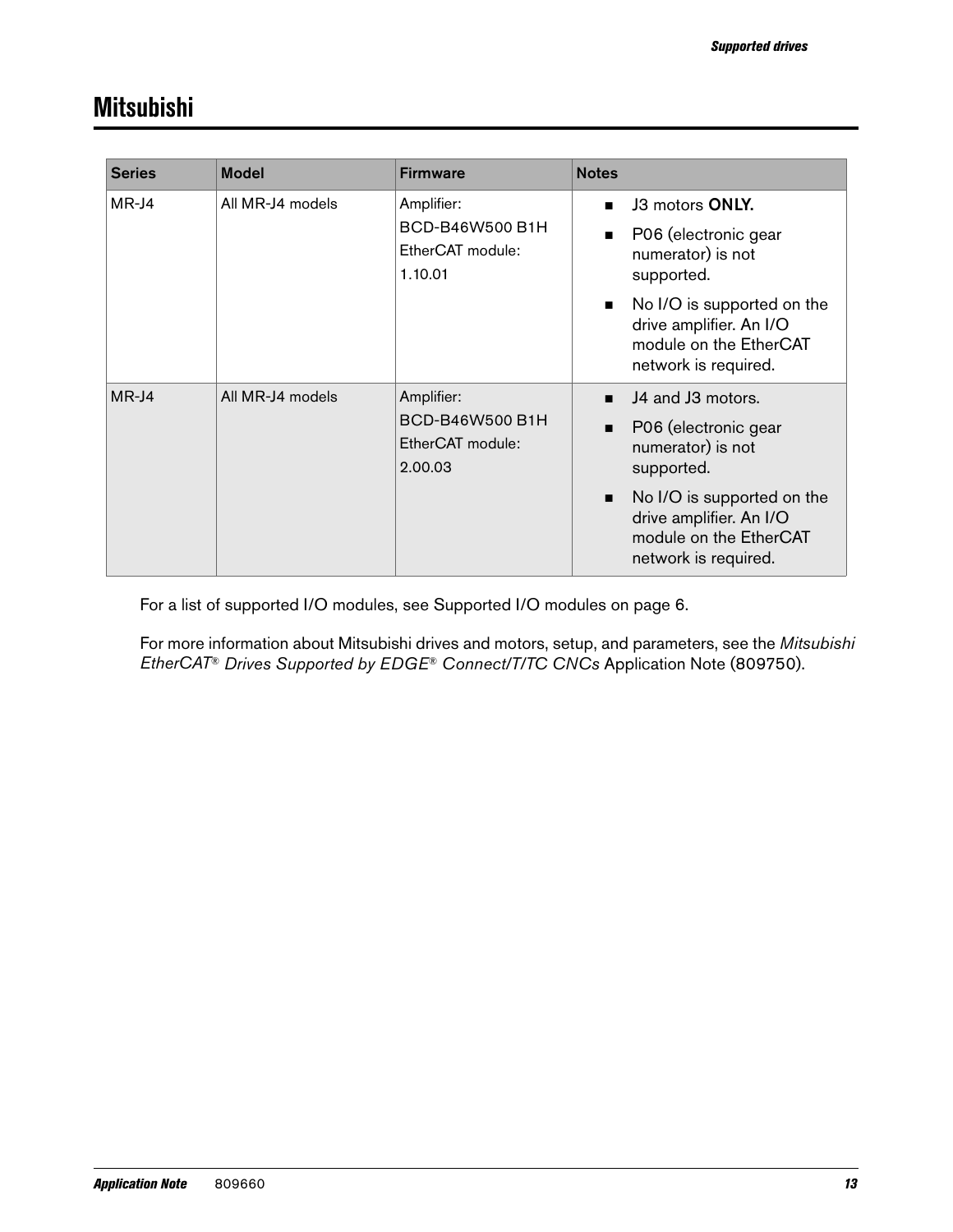## Mitsubishi

| Series | Model | Firmware | Notes |
|---|---|---|---|
| MR-J4 | All MR-J4 models | Amplifier:<br>BCD-B46W500 B1H<br>EtherCAT module:<br>1.10.01 | ■ J3 motors **ONLY.**<br>■ P06 (electronic gear numerator) is not supported.<br>■ No I/O is supported on the drive amplifier. An I/O module on the EtherCAT network is required. |
| MR-J4 | All MR-J4 models | Amplifier:<br>BCD-B46W500 B1H<br>EtherCAT module:<br>2.00.03 | ■ J4 and J3 motors.<br>■ P06 (electronic gear numerator) is not supported.<br>■ No I/O is supported on the drive amplifier. An I/O module on the EtherCAT network is required. |

For a list of supported I/O modules, see Supported I/O modules on page 6.

For more information about Mitsubishi drives and motors, setup, and parameters, see the *Mitsubishi EtherCAT® Drives Supported by EDGE® Connect/T/TC CNCs* Application Note (809750).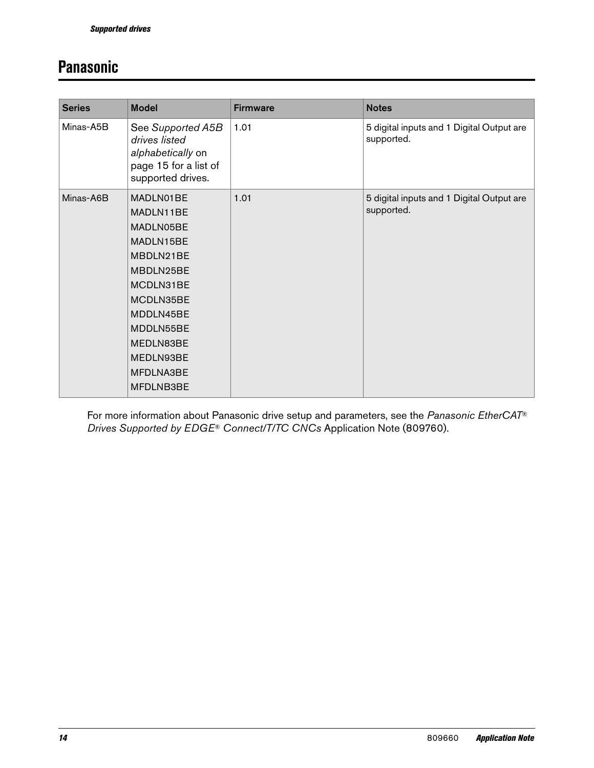## Panasonic

| Series | Model | Firmware | Notes |
|---|---|---|---|
| Minas-A5B | See *Supported A5B drives listed alphabetically* on page 15 for a list of supported drives. | 1.01 | 5 digital inputs and 1 Digital Output are supported. |
| Minas-A6B | MADLN01BE<br>MADLN11BE<br>MADLN05BE<br>MADLN15BE<br>MBDLN21BE<br>MBDLN25BE<br>MCDLN31BE<br>MCDLN35BE<br>MDDLN45BE<br>MDDLN55BE<br>MEDLN83BE<br>MEDLN93BE<br>MFDLNA3BE<br>MFDLNB3BE | 1.01 | 5 digital inputs and 1 Digital Output are supported. |

For more information about Panasonic drive setup and parameters, see the *Panasonic EtherCAT® Drives Supported by EDGE® Connect/T/TC CNCs* Application Note (809760).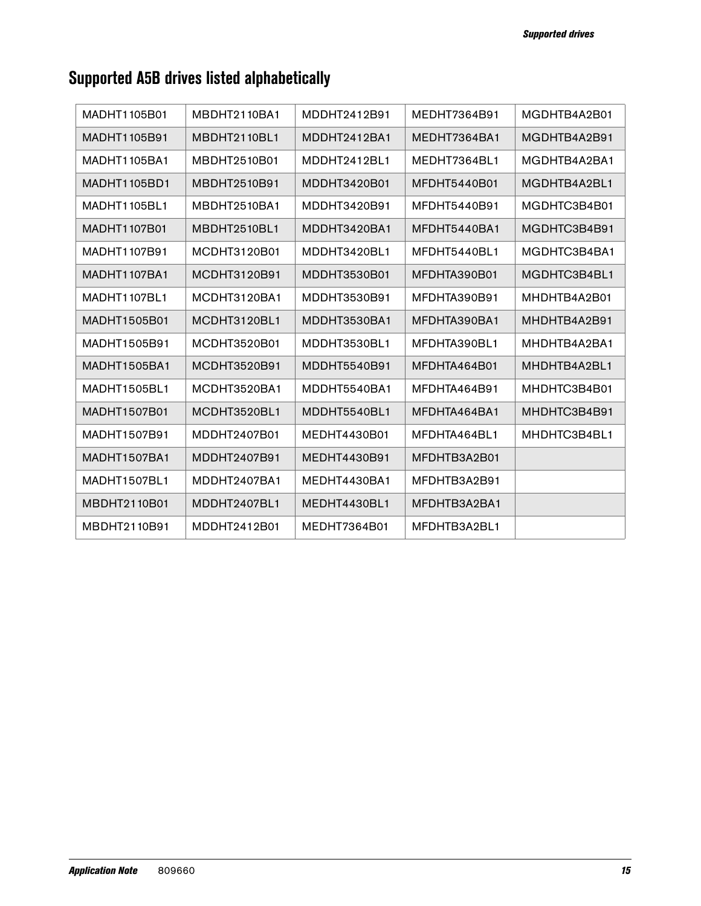## Supported A5B drives listed alphabetically

| | | | | |
|---|---|---|---|---|
| MADHT1105B01 | MBDHT2110BA1 | MDDHT2412B91 | MEDHT7364B91 | MGDHTB4A2B01 |
| MADHT1105B91 | MBDHT2110BL1 | MDDHT2412BA1 | MEDHT7364BA1 | MGDHTB4A2B91 |
| MADHT1105BA1 | MBDHT2510B01 | MDDHT2412BL1 | MEDHT7364BL1 | MGDHTB4A2BA1 |
| MADHT1105BD1 | MBDHT2510B91 | MDDHT3420B01 | MFDHT5440B01 | MGDHTB4A2BL1 |
| MADHT1105BL1 | MBDHT2510BA1 | MDDHT3420B91 | MFDHT5440B91 | MGDHTC3B4B01 |
| MADHT1107B01 | MBDHT2510BL1 | MDDHT3420BA1 | MFDHT5440BA1 | MGDHTC3B4B91 |
| MADHT1107B91 | MCDHT3120B01 | MDDHT3420BL1 | MFDHT5440BL1 | MGDHTC3B4BA1 |
| MADHT1107BA1 | MCDHT3120B91 | MDDHT3530B01 | MFDHTA390B01 | MGDHTC3B4BL1 |
| MADHT1107BL1 | MCDHT3120BA1 | MDDHT3530B91 | MFDHTA390B91 | MHDHTB4A2B01 |
| MADHT1505B01 | MCDHT3120BL1 | MDDHT3530BA1 | MFDHTA390BA1 | MHDHTB4A2B91 |
| MADHT1505B91 | MCDHT3520B01 | MDDHT3530BL1 | MFDHTA390BL1 | MHDHTB4A2BA1 |
| MADHT1505BA1 | MCDHT3520B91 | MDDHT5540B91 | MFDHTA464B01 | MHDHTB4A2BL1 |
| MADHT1505BL1 | MCDHT3520BA1 | MDDHT5540BA1 | MFDHTA464B91 | MHDHTC3B4B01 |
| MADHT1507B01 | MCDHT3520BL1 | MDDHT5540BL1 | MFDHTA464BA1 | MHDHTC3B4B91 |
| MADHT1507B91 | MDDHT2407B01 | MEDHT4430B01 | MFDHTA464BL1 | MHDHTC3B4BL1 |
| MADHT1507BA1 | MDDHT2407B91 | MEDHT4430B91 | MFDHTB3A2B01 | |
| MADHT1507BL1 | MDDHT2407BA1 | MEDHT4430BA1 | MFDHTB3A2B91 | |
| MBDHT2110B01 | MDDHT2407BL1 | MEDHT4430BL1 | MFDHTB3A2BA1 | |
| MBDHT2110B91 | MDDHT2412B01 | MEDHT7364B01 | MFDHTB3A2BL1 | |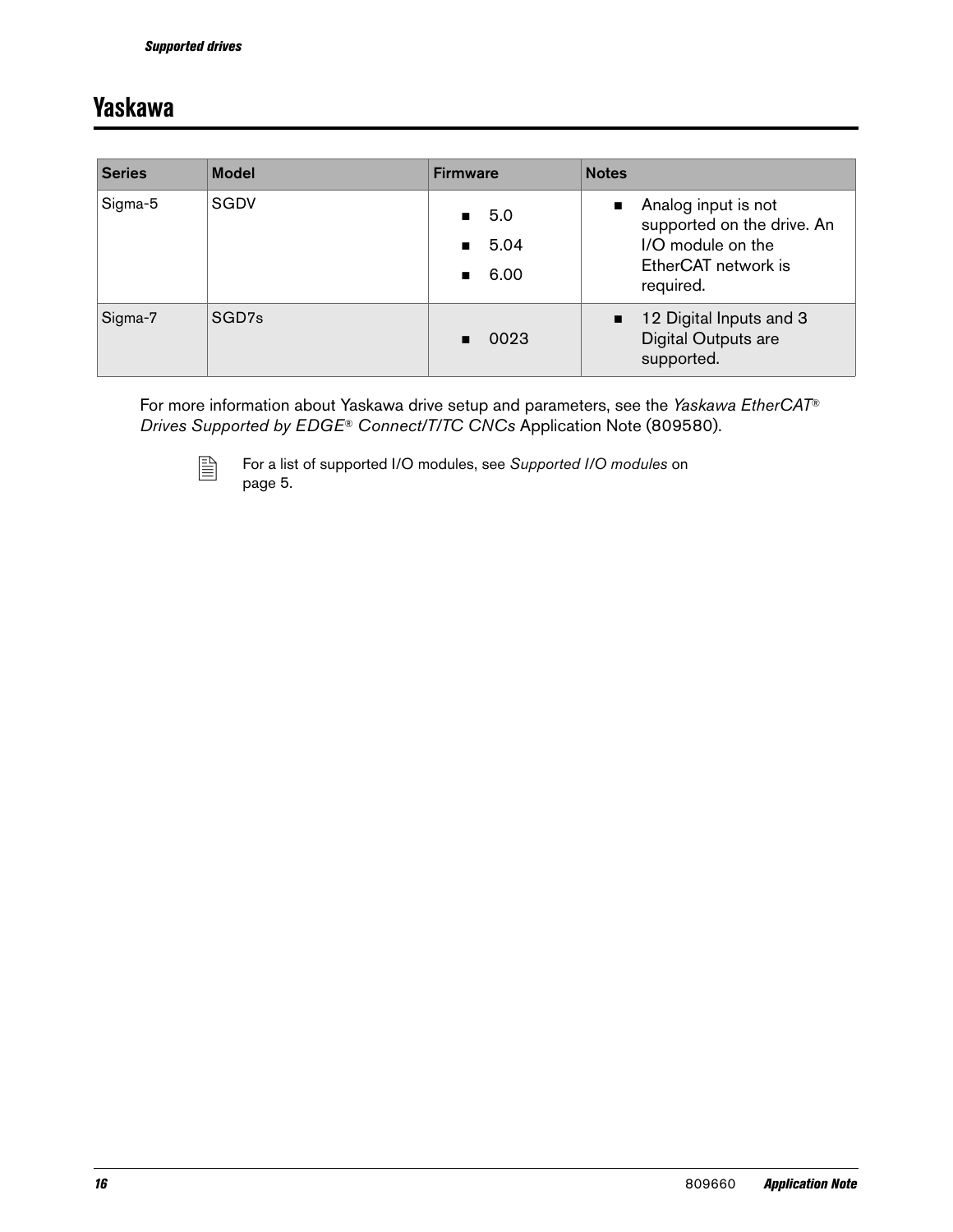# Yaskawa

| Series | Model | Firmware | Notes |
|---|---|---|---|
| Sigma-5 | SGDV | ■ 5.0<br>■ 5.04<br>■ 6.00 | ■ Analog input is not supported on the drive. An I/O module on the EtherCAT network is required. |
| Sigma-7 | SGD7s | ■ 0023 | ■ 12 Digital Inputs and 3 Digital Outputs are supported. |

For more information about Yaskawa drive setup and parameters, see the *Yaskawa EtherCAT® Drives Supported by EDGE® Connect/T/TC CNCs* Application Note (809580).

For a list of supported I/O modules, see *Supported I/O modules* on page 5.